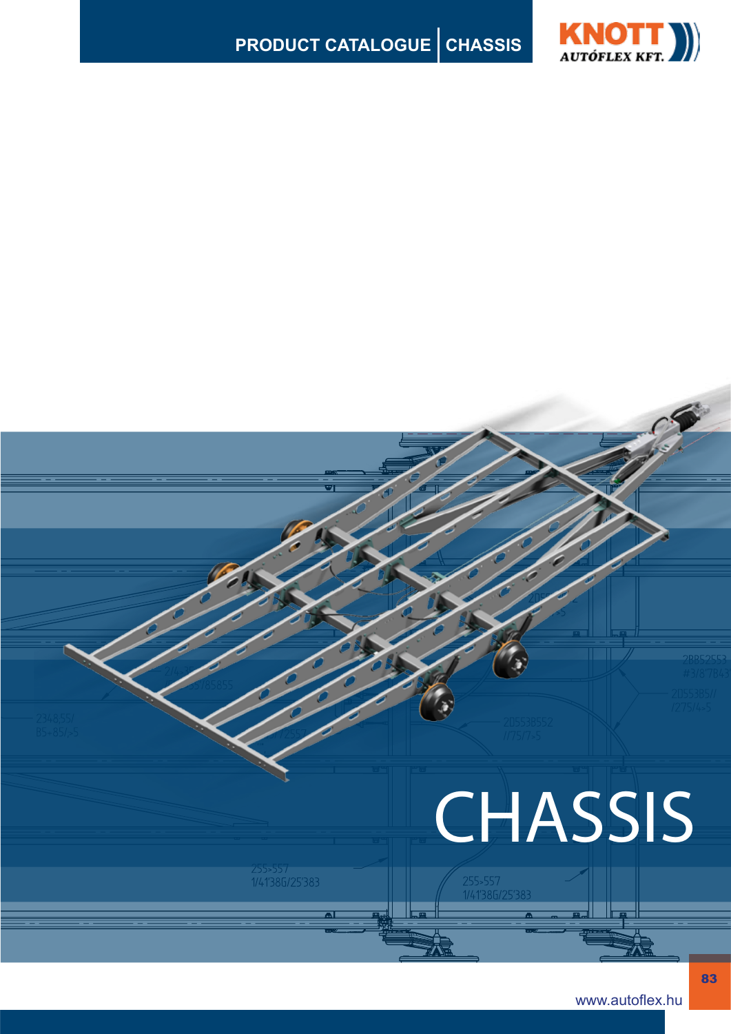# CHASSIS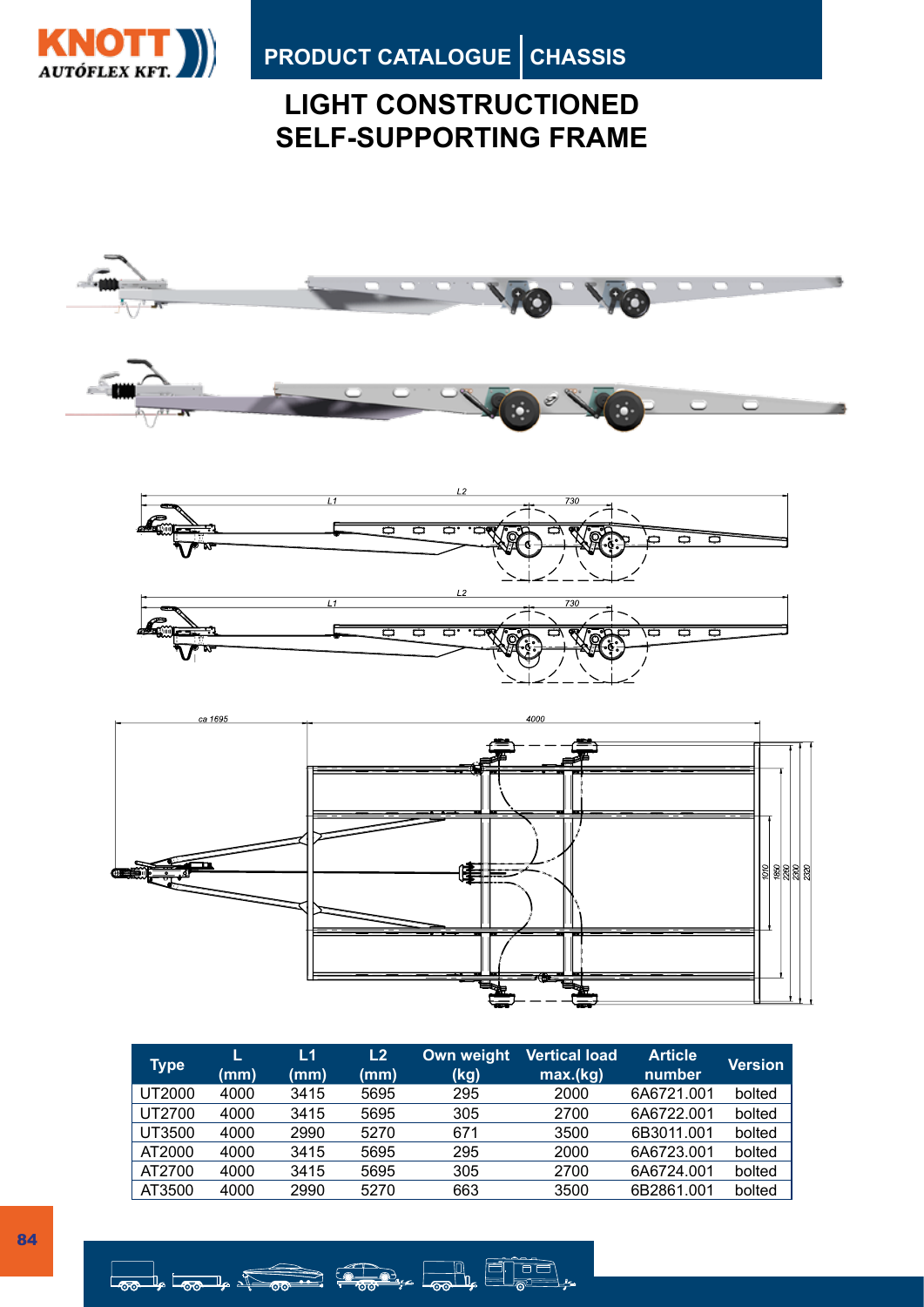PRODUCT CATALOGUE | CHASSIS

# LIGHT CONSTRUCTIONED SELF-SUPPORTING FRAME

L2

L1

730

L2

L1

730

ca 1695

4000

1010

1850

2260

2300

2320

| Type | L (mm) | L1 (mm) | L2 (mm) | Own weight (kg) | Vertical load max.(kg) | Article number | Version |
|---|---|---|---|---|---|---|---|
| UT2000 | 4000 | 3415 | 5695 | 295 | 2000 | 6A6721.001 | bolted |
| UT2700 | 4000 | 3415 | 5695 | 305 | 2700 | 6A6722.001 | bolted |
| UT3500 | 4000 | 2990 | 5270 | 671 | 3500 | 6B3011.001 | bolted |
| AT2000 | 4000 | 3415 | 5695 | 295 | 2000 | 6A6723.001 | bolted |
| AT2700 | 4000 | 3415 | 5695 | 305 | 2700 | 6A6724.001 | bolted |
| AT3500 | 4000 | 2990 | 5270 | 663 | 3500 | 6B2861.001 | bolted |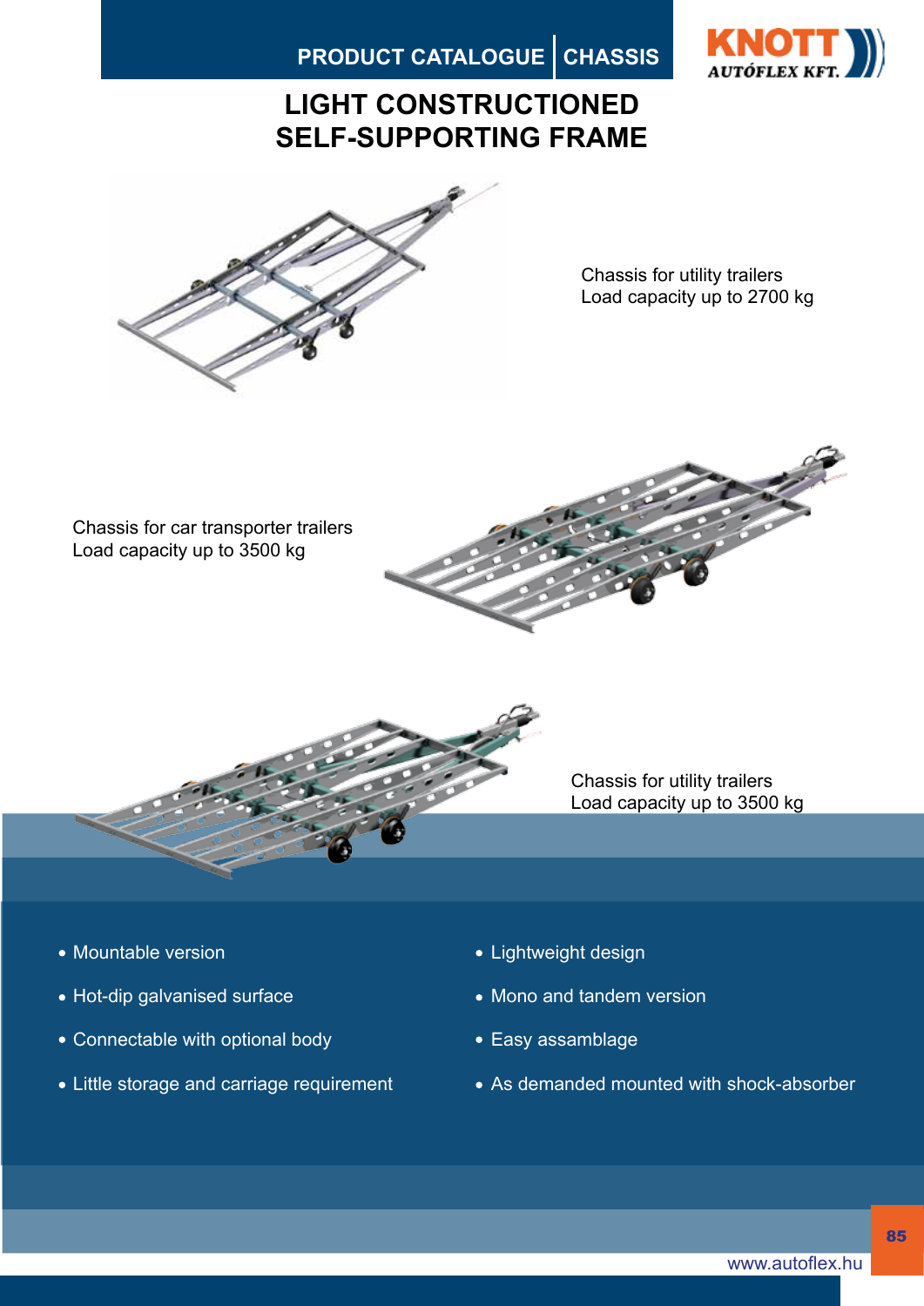# LIGHT CONSTRUCTIONED SELF-SUPPORTING FRAME

Chassis for utility trailers
Load capacity up to 2700 kg

Chassis for car transporter trailers
Load capacity up to 3500 kg

Chassis for utility trailers
Load capacity up to 3500 kg

- Mountable version
- Hot-dip galvanised surface
- Connectable with optional body
- Little storage and carriage requirement
- Lightweight design
- Mono and tandem version
- Easy assamblage
- As demanded mounted with shock-absorber

www.autoflex.hu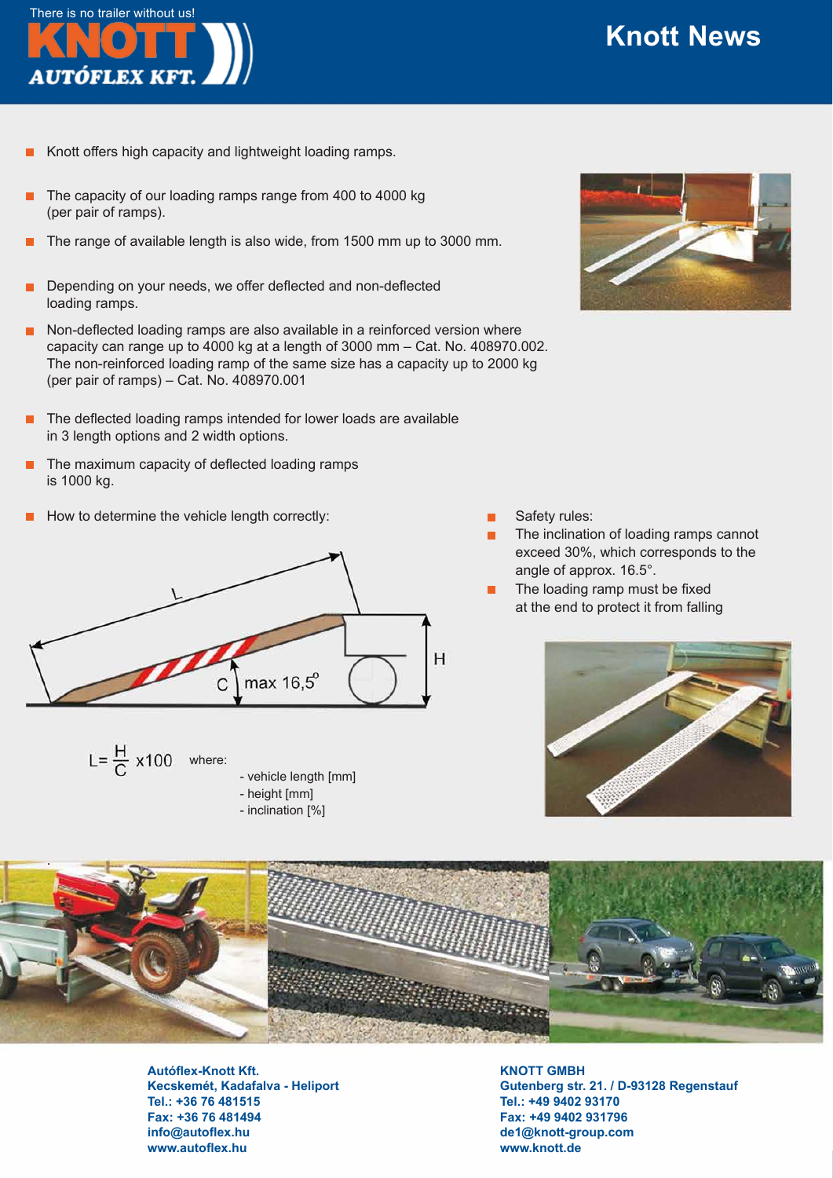There is no trailer without us!

KNOTT AUTÓFLEX KFT.

# Knott News

- Knott offers high capacity and lightweight loading ramps.
- The capacity of our loading ramps range from 400 to 4000 kg (per pair of ramps).
- The range of available length is also wide, from 1500 mm up to 3000 mm.
- Depending on your needs, we offer deflected and non-deflected loading ramps.
- Non-deflected loading ramps are also available in a reinforced version where capacity can range up to 4000 kg at a length of 3000 mm – Cat. No. 408970.002. The non-reinforced loading ramp of the same size has a capacity up to 2000 kg (per pair of ramps) – Cat. No. 408970.001
- The deflected loading ramps intended for lower loads are available in 3 length options and 2 width options.
- The maximum capacity of deflected loading ramps is 1000 kg.
- How to determine the vehicle length correctly:

L

H

C

max 16,5°

$$L = \frac{H}{C} \times 100$$

where:

- vehicle length [mm]
- height [mm]
- inclination [%]

- Safety rules:
- The inclination of loading ramps cannot exceed 30%, which corresponds to the angle of approx. 16.5°.
- The loading ramp must be fixed at the end to protect it from falling

**Autóflex-Knott Kft.**
**Kecskemét, Kadafalva - Heliport**
**Tel.: +36 76 481515**
**Fax: +36 76 481494**
**info@autoflex.hu**
**www.autoflex.hu**

**KNOTT GMBH**
**Gutenberg str. 21. / D-93128 Regenstauf**
**Tel.: +49 9402 93170**
**Fax: +49 9402 931796**
**de1@knott-group.com**
**www.knott.de**